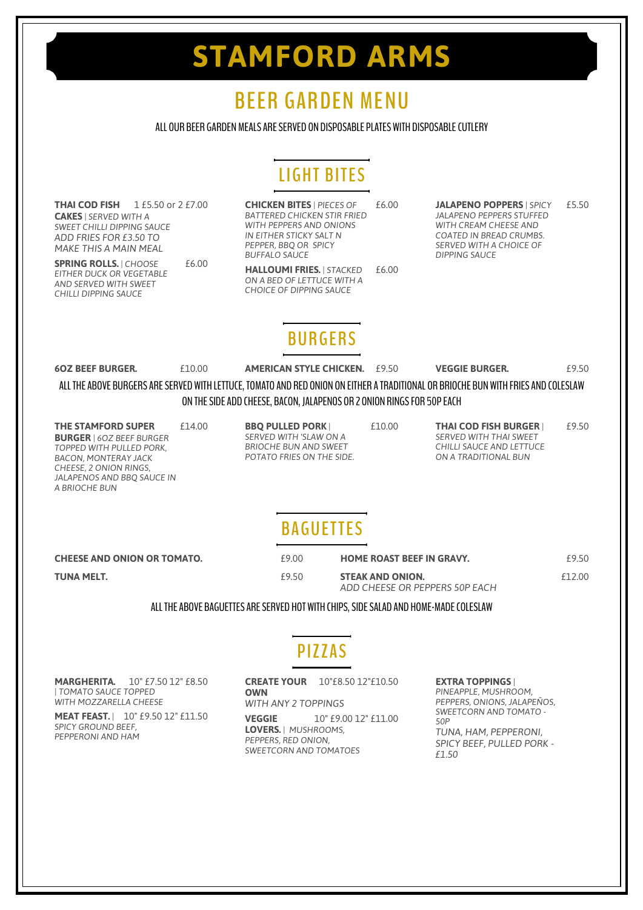# STAMFORD ARMS

## BEER GARDEN MENU

ALL OUR BEER GARDEN MEALS ARE SERVED ON DISPOSABLE PLATES WITH DISPOSABLE CUTLERY

### LIGHT BITES

**THAI COD FISH CAKES** | *SERVED WITH A SWEET CHILLI DIPPING SAUCE ADD FRIES FOR £3.50 TO MAKE THIS A MAIN MEAL* — 1 £5.50 or 2 £7.00

**SPRING ROLLS.** | *CHOOSE EITHER DUCK OR VEGETABLE AND SERVED WITH SWEET CHILLI DIPPING SAUCE* — £6.00

**CHICKEN BITES** | *PIECES OF BATTERED CHICKEN STIR FRIED WITH PEPPERS AND ONIONS IN EITHER STICKY SALT N PEPPER, BBQ OR SPICY BUFFALO SAUCE* — £6.00

**HALLOUMI FRIES.** | *STACKED ON A BED OF LETTUCE WITH A CHOICE OF DIPPING SAUCE* — £6.00

**JALAPENO POPPERS** | *SPICY JALAPENO PEPPERS STUFFED WITH CREAM CHEESE AND COATED IN BREAD CRUMBS. SERVED WITH A CHOICE OF DIPPING SAUCE* — £5.50

### BURGERS

**6OZ BEEF BURGER.** — £10.00

**AMERICAN STYLE CHICKEN.** — £9.50

**VEGGIE BURGER.** — £9.50

ALL THE ABOVE BURGERS ARE SERVED WITH LETTUCE, TOMATO AND RED ONION ON EITHER A TRADITIONAL OR BRIOCHE BUN WITH FRIES AND COLESLAW ON THE SIDE ADD CHEESE, BACON, JALAPENOS OR 2 ONION RINGS FOR 50P EACH

**THE STAMFORD SUPER BURGER** | *6OZ BEEF BURGER TOPPED WITH PULLED PORK, BACON, MONTERAY JACK CHEESE, 2 ONION RINGS, JALAPENOS AND BBQ SAUCE IN A BRIOCHE BUN* — £14.00

**BBQ PULLED PORK** | *SERVED WITH 'SLAW ON A BRIOCHE BUN AND SWEET POTATO FRIES ON THE SIDE.* — £10.00

**THAI COD FISH BURGER** | *SERVED WITH THAI SWEET CHILLI SAUCE AND LETTUCE ON A TRADITIONAL BUN* — £9.50

### BAGUETTES

**CHEESE AND ONION OR TOMATO.** — £9.00

**TUNA MELT.** — £9.50

**HOME ROAST BEEF IN GRAVY.** — £9.50

**STEAK AND ONION.** — £12.00
*ADD CHEESE OR PEPPERS 50P EACH*

ALL THE ABOVE BAGUETTES ARE SERVED HOT WITH CHIPS, SIDE SALAD AND HOME-MADE COLESLAW

### PIZZAS

**MARGHERITA.** | *TOMATO SAUCE TOPPED WITH MOZZARELLA CHEESE* — 10" £7.50 12" £8.50

**MEAT FEAST.** | *SPICY GROUND BEEF, PEPPERONI AND HAM* — 10" £9.50 12" £11.50

**CREATE YOUR OWN** *WITH ANY 2 TOPPINGS* — 10" £8.50 12" £10.50

**VEGGIE LOVERS.** | *MUSHROOMS, PEPPERS, RED ONION, SWEETCORN AND TOMATOES* — 10" £9.00 12" £11.00

**EXTRA TOPPINGS** |
*PINEAPPLE, MUSHROOM, PEPPERS, ONIONS, JALAPEÑOS, SWEETCORN AND TOMATO - 50P*
*TUNA, HAM, PEPPERONI, SPICY BEEF, PULLED PORK - £1.50*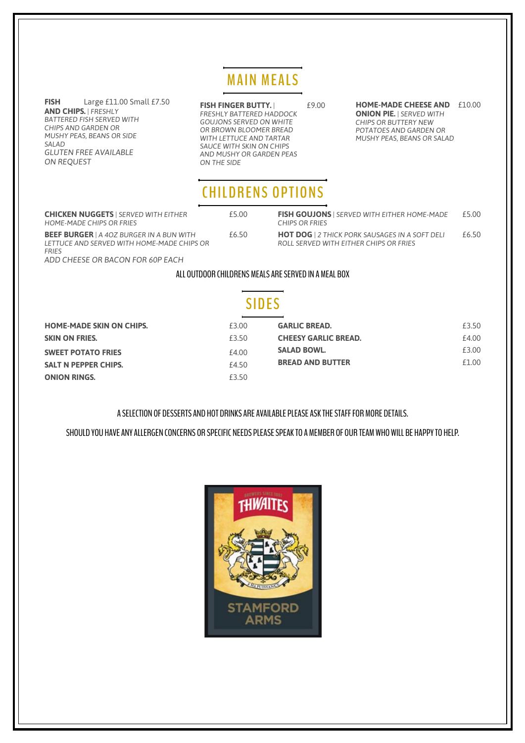## MAIN MEALS

**FISH AND CHIPS.** | *FRESHLY BATTERED FISH SERVED WITH CHIPS AND GARDEN OR MUSHY PEAS, BEANS OR SIDE SALAD*
*GLUTEN FREE AVAILABLE ON REQUEST*
Large £11.00 Small £7.50

**FISH FINGER BUTTY.** | *FRESHLY BATTERED HADDOCK GOUJONS SERVED ON WHITE OR BROWN BLOOMER BREAD WITH LETTUCE AND TARTAR SAUCE WITH SKIN ON CHIPS AND MUSHY OR GARDEN PEAS ON THE SIDE* £9.00

**HOME-MADE CHEESE AND ONION PIE.** | *SERVED WITH CHIPS OR BUTTERY NEW POTATOES AND GARDEN OR MUSHY PEAS, BEANS OR SALAD* £10.00

## CHILDRENS OPTIONS

**CHICKEN NUGGETS** | *SERVED WITH EITHER HOME-MADE CHIPS OR FRIES* £5.00

**BEEF BURGER** | *A 4OZ BURGER IN A BUN WITH LETTUCE AND SERVED WITH HOME-MADE CHIPS OR FRIES* £6.50
*ADD CHEESE OR BACON FOR 60P EACH*

**FISH GOUJONS** | *SERVED WITH EITHER HOME-MADE CHIPS OR FRIES* £5.00

**HOT DOG** | *2 THICK PORK SAUSAGES IN A SOFT DELI ROLL SERVED WITH EITHER CHIPS OR FRIES* £6.50

ALL OUTDOOR CHILDRENS MEALS ARE SERVED IN A MEAL BOX

## SIDES

| | |
|---|---|
| **HOME-MADE SKIN ON CHIPS.** | £3.00 |
| **SKIN ON FRIES.** | £3.50 |
| **SWEET POTATO FRIES** | £4.00 |
| **SALT N PEPPER CHIPS.** | £4.50 |
| **ONION RINGS.** | £3.50 |
| **GARLIC BREAD.** | £3.50 |
| **CHEESY GARLIC BREAD.** | £4.00 |
| **SALAD BOWL.** | £3.00 |
| **BREAD AND BUTTER** | £1.00 |

A SELECTION OF DESSERTS AND HOT DRINKS ARE AVAILABLE PLEASE ASK THE STAFF FOR MORE DETAILS.

SHOULD YOU HAVE ANY ALLERGEN CONCERNS OR SPECIFIC NEEDS PLEASE SPEAK TO A MEMBER OF OUR TEAM WHO WILL BE HAPPY TO HELP.

THWAITES

STAMFORD ARMS